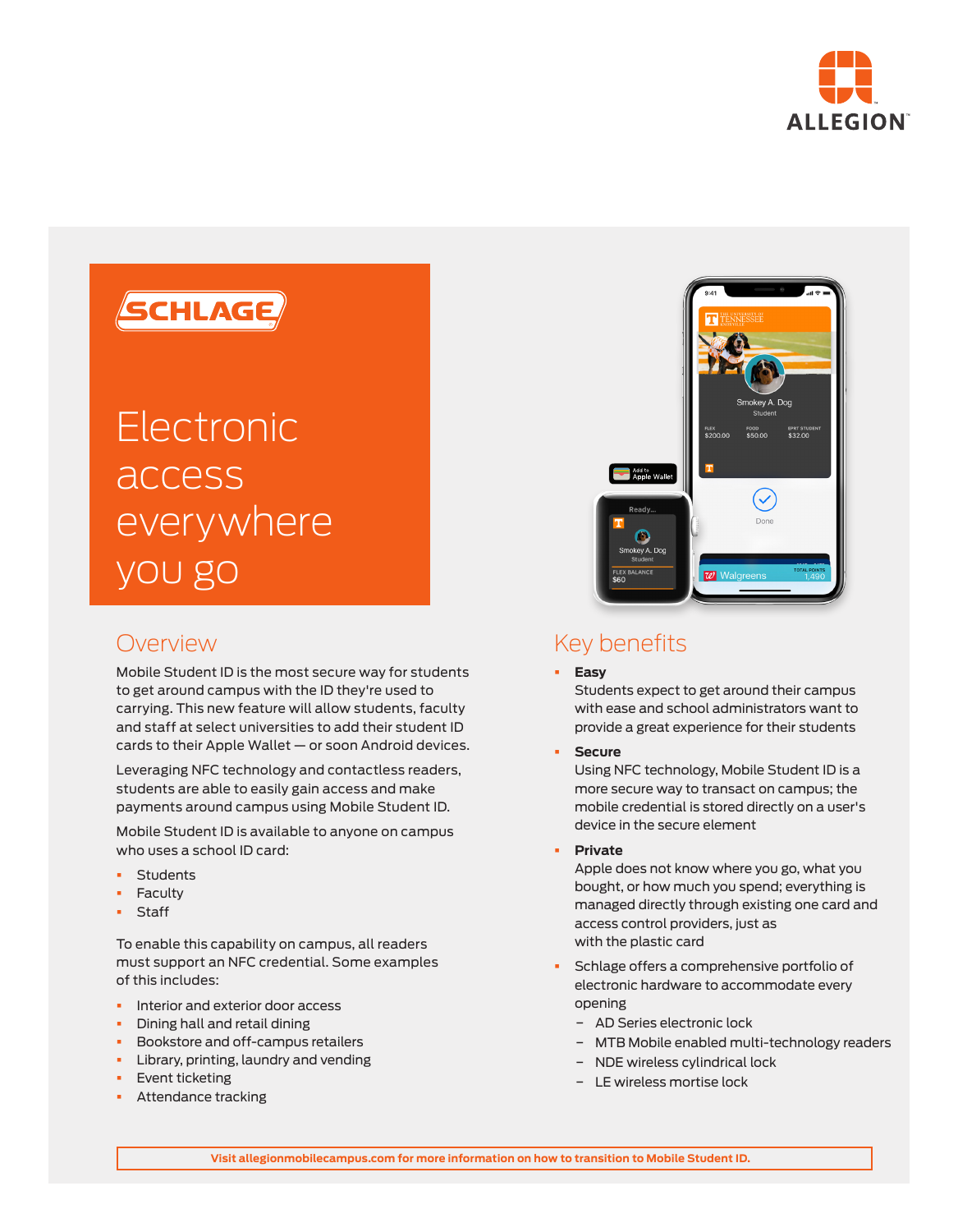# Electronic access everywhere you go

## Overview

Mobile Student ID is the most secure way for students to get around campus with the ID they're used to carrying. This new feature will allow students, faculty and staff at select universities to add their student ID cards to their Apple Wallet — or soon Android devices.

Leveraging NFC technology and contactless readers, students are able to easily gain access and make payments around campus using Mobile Student ID.

Mobile Student ID is available to anyone on campus who uses a school ID card:

- Students
- Faculty
- Staff

To enable this capability on campus, all readers must support an NFC credential. Some examples of this includes:

- Interior and exterior door access
- Dining hall and retail dining
- Bookstore and off-campus retailers
- Library, printing, laundry and vending
- Event ticketing
- Attendance tracking

## Key benefits

- **Easy**
  Students expect to get around their campus with ease and school administrators want to provide a great experience for their students
- **Secure**
  Using NFC technology, Mobile Student ID is a more secure way to transact on campus; the mobile credential is stored directly on a user's device in the secure element
- **Private**
  Apple does not know where you go, what you bought, or how much you spend; everything is managed directly through existing one card and access control providers, just as with the plastic card
- Schlage offers a comprehensive portfolio of electronic hardware to accommodate every opening
  - AD Series electronic lock
  - MTB Mobile enabled multi-technology readers
  - NDE wireless cylindrical lock
  - LE wireless mortise lock

**Visit allegionmobilecampus.com for more information on how to transition to Mobile Student ID.**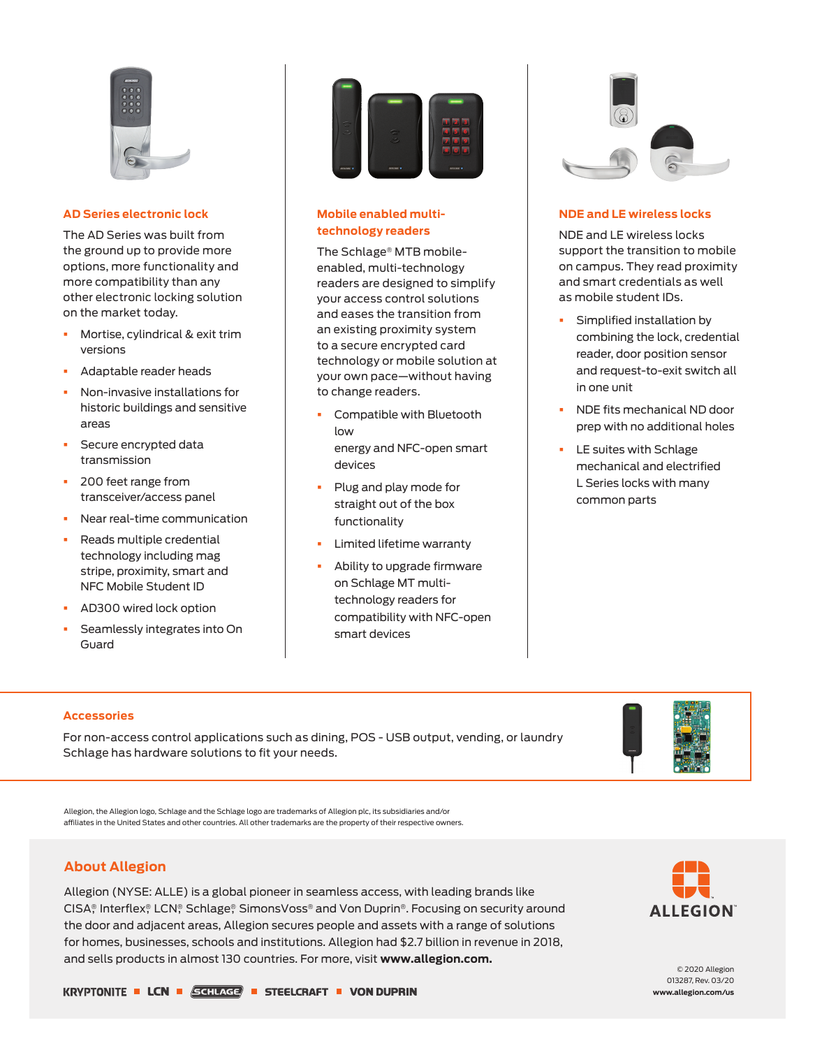## AD Series electronic lock

The AD Series was built from the ground up to provide more options, more functionality and more compatibility than any other electronic locking solution on the market today.

- Mortise, cylindrical & exit trim versions
- Adaptable reader heads
- Non-invasive installations for historic buildings and sensitive areas
- Secure encrypted data transmission
- 200 feet range from transceiver/access panel
- Near real-time communication
- Reads multiple credential technology including mag stripe, proximity, smart and NFC Mobile Student ID
- AD300 wired lock option
- Seamlessly integrates into On Guard

## Mobile enabled multi-technology readers

The Schlage® MTB mobile-enabled, multi-technology readers are designed to simplify your access control solutions and eases the transition from an existing proximity system to a secure encrypted card technology or mobile solution at your own pace—without having to change readers.

- Compatible with Bluetooth low energy and NFC-open smart devices
- Plug and play mode for straight out of the box functionality
- Limited lifetime warranty
- Ability to upgrade firmware on Schlage MT multi-technology readers for compatibility with NFC-open smart devices

## NDE and LE wireless locks

NDE and LE wireless locks support the transition to mobile on campus. They read proximity and smart credentials as well as mobile student IDs.

- Simplified installation by combining the lock, credential reader, door position sensor and request-to-exit switch all in one unit
- NDE fits mechanical ND door prep with no additional holes
- LE suites with Schlage mechanical and electrified L Series locks with many common parts

## Accessories

For non-access control applications such as dining, POS - USB output, vending, or laundry Schlage has hardware solutions to fit your needs.

Allegion, the Allegion logo, Schlage and the Schlage logo are trademarks of Allegion plc, its subsidiaries and/or affiliates in the United States and other countries. All other trademarks are the property of their respective owners.

## About Allegion

Allegion (NYSE: ALLE) is a global pioneer in seamless access, with leading brands like CISA®, Interflex®, LCN®, Schlage®, SimonsVoss® and Von Duprin®. Focusing on security around the door and adjacent areas, Allegion secures people and assets with a range of solutions for homes, businesses, schools and institutions. Allegion had $2.7 billion in revenue in 2018, and sells products in almost 130 countries. For more, visit **www.allegion.com.**

KRYPTONITE ■ LCN ■ SCHLAGE ■ STEELCRAFT ■ VON DUPRIN

ALLEGION™

© 2020 Allegion
013287, Rev. 03/20
**www.allegion.com/us**